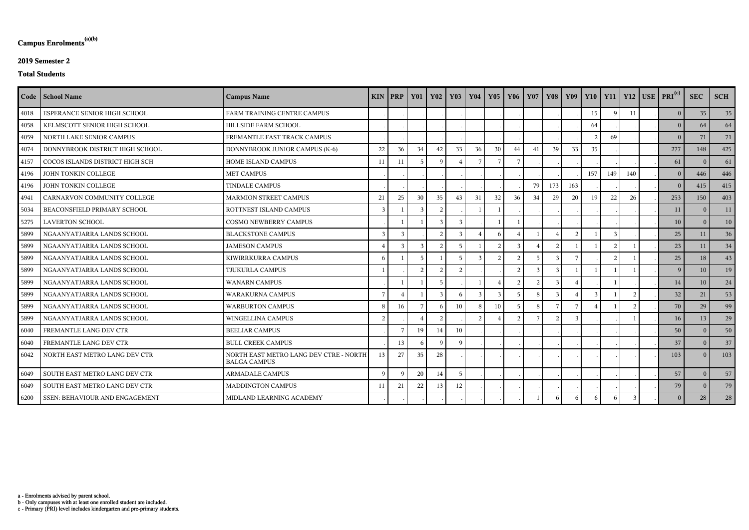**Campus Enrolments[(a)(b)]**

**2019 Semester 2**

**Total Students**

| Code | School Name | Campus Name | KIN | PRP | Y01 | Y02 | Y03 | Y04 | Y05 | Y06 | Y07 | Y08 | Y09 | Y10 | Y11 | Y12 | USE | PRI[(c)] | SEC | SCH |
|---|---|---|---|---|---|---|---|---|---|---|---|---|---|---|---|---|---|---|---|---|
| 4018 | ESPERANCE SENIOR HIGH SCHOOL | FARM TRAINING CENTRE CAMPUS | . | . | . | . | . | . | . | . | . | . | . | 15 | 9 | 11 | . | 0 | 35 | 35 |
| 4058 | KELMSCOTT SENIOR HIGH SCHOOL | HILLSIDE FARM SCHOOL | . | . | . | . | . | . | . | . | . | . | . | 64 | . | . | . | 0 | 64 | 64 |
| 4059 | NORTH LAKE SENIOR CAMPUS | FREMANTLE FAST TRACK CAMPUS | . | . | . | . | . | . | . | . | . | . | . | 2 | 69 | . | . | 0 | 71 | 71 |
| 4074 | DONNYBROOK DISTRICT HIGH SCHOOL | DONNYBROOK JUNIOR CAMPUS (K-6) | 22 | 36 | 34 | 42 | 33 | 36 | 30 | 44 | 41 | 39 | 33 | 35 | . | . | . | 277 | 148 | 425 |
| 4157 | COCOS ISLANDS DISTRICT HIGH SCH | HOME ISLAND CAMPUS | 11 | 11 | 5 | 9 | 4 | 7 | 7 | 7 | . | . | . | . | . | . | . | 61 | 0 | 61 |
| 4196 | JOHN TONKIN COLLEGE | MET CAMPUS | . | . | . | . | . | . | . | . | . | . | . | 157 | 149 | 140 | . | 0 | 446 | 446 |
| 4196 | JOHN TONKIN COLLEGE | TINDALE CAMPUS | . | . | . | . | . | . | . | . | 79 | 173 | 163 | . | . | . | . | 0 | 415 | 415 |
| 4941 | CARNARVON COMMUNITY COLLEGE | MARMION STREET CAMPUS | 21 | 25 | 30 | 35 | 43 | 31 | 32 | 36 | 34 | 29 | 20 | 19 | 22 | 26 | . | 253 | 150 | 403 |
| 5034 | BEACONSFIELD PRIMARY SCHOOL | ROTTNEST ISLAND CAMPUS | 3 | 1 | 3 | 2 | . | 1 | 1 | . | . | . | . | . | . | . | . | 11 | 0 | 11 |
| 5275 | LAVERTON SCHOOL | COSMO NEWBERRY CAMPUS | . | 1 | 1 | 3 | 3 | . | 1 | 1 | . | . | . | . | . | . | . | 10 | 0 | 10 |
| 5899 | NGAANYATJARRA LANDS SCHOOL | BLACKSTONE CAMPUS | 3 | 3 | . | 2 | 3 | 4 | 6 | 4 | 1 | 4 | 2 | 1 | 3 | . | . | 25 | 11 | 36 |
| 5899 | NGAANYATJARRA LANDS SCHOOL | JAMESON CAMPUS | 4 | 3 | 3 | 2 | 5 | 1 | 2 | 3 | 4 | 2 | 1 | 1 | 2 | 1 | . | 23 | 11 | 34 |
| 5899 | NGAANYATJARRA LANDS SCHOOL | KIWIRRKURRA CAMPUS | 6 | 1 | 5 | 1 | 5 | 3 | 2 | 2 | 5 | 3 | 7 | . | 2 | 1 | . | 25 | 18 | 43 |
| 5899 | NGAANYATJARRA LANDS SCHOOL | TJUKURLA CAMPUS | 1 | . | 2 | 2 | 2 | . | . | 2 | 3 | 3 | 1 | 1 | 1 | 1 | . | 9 | 10 | 19 |
| 5899 | NGAANYATJARRA LANDS SCHOOL | WANARN CAMPUS | . | 1 | 1 | 5 | . | 1 | 4 | 2 | 2 | 3 | 4 | . | 1 | . | . | 14 | 10 | 24 |
| 5899 | NGAANYATJARRA LANDS SCHOOL | WARAKURNA CAMPUS | 7 | 4 | 1 | 3 | 6 | 3 | 3 | 5 | 8 | 3 | 4 | 3 | 1 | 2 | . | 32 | 21 | 53 |
| 5899 | NGAANYATJARRA LANDS SCHOOL | WARBURTON CAMPUS | 8 | 16 | 7 | 6 | 10 | 8 | 10 | 5 | 8 | 7 | 7 | 4 | 1 | 2 | . | 70 | 29 | 99 |
| 5899 | NGAANYATJARRA LANDS SCHOOL | WINGELLINA CAMPUS | 2 | . | 4 | 2 | . | 2 | 4 | 2 | 7 | 2 | 3 | . | . | 1 | . | 16 | 13 | 29 |
| 6040 | FREMANTLE LANG DEV CTR | BEELIAR CAMPUS | . | 7 | 19 | 14 | 10 | . | . | . | . | . | . | . | . | . | . | 50 | 0 | 50 |
| 6040 | FREMANTLE LANG DEV CTR | BULL CREEK CAMPUS | . | 13 | 6 | 9 | 9 | . | . | . | . | . | . | . | . | . | . | 37 | 0 | 37 |
| 6042 | NORTH EAST METRO LANG DEV CTR | NORTH EAST METRO LANG DEV CTRE - NORTH BALGA CAMPUS | 13 | 27 | 35 | 28 | . | . | . | . | . | . | . | . | . | . | . | 103 | 0 | 103 |
| 6049 | SOUTH EAST METRO LANG DEV CTR | ARMADALE CAMPUS | 9 | 9 | 20 | 14 | 5 | . | . | . | . | . | . | . | . | . | . | 57 | 0 | 57 |
| 6049 | SOUTH EAST METRO LANG DEV CTR | MADDINGTON CAMPUS | 11 | 21 | 22 | 13 | 12 | . | . | . | . | . | . | . | . | . | . | 79 | 0 | 79 |
| 6200 | SSEN: BEHAVIOUR AND ENGAGEMENT | MIDLAND LEARNING ACADEMY | . | . | . | . | . | . | . | . | 1 | 6 | 6 | 6 | 6 | 3 | . | 0 | 28 | 28 |

a - Enrolments advised by parent school.
b - Only campuses with at least one enrolled student are included.
c - Primary (PRI) level includes kindergarten and pre-primary students.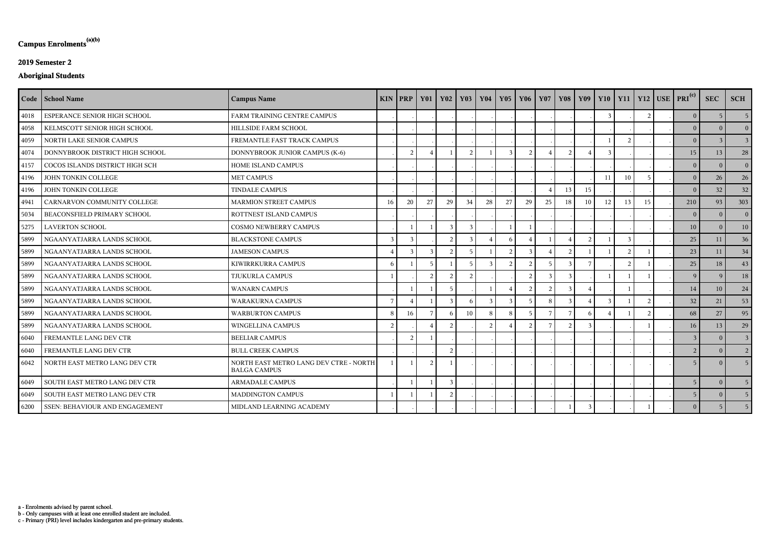**Campus Enrolments[(a)(b)]**

**2019 Semester 2**

**Aboriginal Students**

| Code | School Name | Campus Name | KIN | PRP | Y01 | Y02 | Y03 | Y04 | Y05 | Y06 | Y07 | Y08 | Y09 | Y10 | Y11 | Y12 | USE | PRI[(c)] | SEC | SCH |
|---|---|---|---|---|---|---|---|---|---|---|---|---|---|---|---|---|---|---|---|---|
| 4018 | ESPERANCE SENIOR HIGH SCHOOL | FARM TRAINING CENTRE CAMPUS | . | . | . | . | . | . | . | . | . | . | . | 3 | . | 2 | . | 0 | 5 | 5 |
| 4058 | KELMSCOTT SENIOR HIGH SCHOOL | HILLSIDE FARM SCHOOL | . | . | . | . | . | . | . | . | . | . | . | . | . | . | . | 0 | 0 | 0 |
| 4059 | NORTH LAKE SENIOR CAMPUS | FREMANTLE FAST TRACK CAMPUS | . | . | . | . | . | . | . | . | . | . | . | 1 | 2 | . | . | 0 | 3 | 3 |
| 4074 | DONNYBROOK DISTRICT HIGH SCHOOL | DONNYBROOK JUNIOR CAMPUS (K-6) | . | 2 | 4 | 1 | 2 | 1 | 3 | 2 | 4 | 2 | 4 | 3 | . | . | . | 15 | 13 | 28 |
| 4157 | COCOS ISLANDS DISTRICT HIGH SCH | HOME ISLAND CAMPUS | . | . | . | . | . | . | . | . | . | . | . | . | . | . | . | 0 | 0 | 0 |
| 4196 | JOHN TONKIN COLLEGE | MET CAMPUS | . | . | . | . | . | . | . | . | . | . | . | 11 | 10 | 5 | . | 0 | 26 | 26 |
| 4196 | JOHN TONKIN COLLEGE | TINDALE CAMPUS | . | . | . | . | . | . | . | . | 4 | 13 | 15 | . | . | . | . | 0 | 32 | 32 |
| 4941 | CARNARVON COMMUNITY COLLEGE | MARMION STREET CAMPUS | 16 | 20 | 27 | 29 | 34 | 28 | 27 | 29 | 25 | 18 | 10 | 12 | 13 | 15 | . | 210 | 93 | 303 |
| 5034 | BEACONSFIELD PRIMARY SCHOOL | ROTTNEST ISLAND CAMPUS | . | . | . | . | . | . | . | . | . | . | . | . | . | . | . | 0 | 0 | 0 |
| 5275 | LAVERTON SCHOOL | COSMO NEWBERRY CAMPUS | . | 1 | 1 | 3 | 3 | . | 1 | 1 | . | . | . | . | . | . | . | 10 | 0 | 10 |
| 5899 | NGAANYATJARRA LANDS SCHOOL | BLACKSTONE CAMPUS | 3 | 3 | . | 2 | 3 | 4 | 6 | 4 | 1 | 4 | 2 | 1 | 3 | . | . | 25 | 11 | 36 |
| 5899 | NGAANYATJARRA LANDS SCHOOL | JAMESON CAMPUS | 4 | 3 | 3 | 2 | 5 | 1 | 2 | 3 | 4 | 2 | 1 | 1 | 2 | 1 | . | 23 | 11 | 34 |
| 5899 | NGAANYATJARRA LANDS SCHOOL | KIWIRRKURRA CAMPUS | 6 | 1 | 5 | 1 | 5 | 3 | 2 | 2 | 5 | 3 | 7 | . | 2 | 1 | . | 25 | 18 | 43 |
| 5899 | NGAANYATJARRA LANDS SCHOOL | TJUKURLA CAMPUS | 1 | . | 2 | 2 | 2 | . | . | 2 | 3 | 3 | . | 1 | 1 | 1 | . | 9 | 9 | 18 |
| 5899 | NGAANYATJARRA LANDS SCHOOL | WANARN CAMPUS | . | 1 | 1 | 5 | . | 1 | 4 | 2 | 2 | 3 | 4 | . | 1 | . | . | 14 | 10 | 24 |
| 5899 | NGAANYATJARRA LANDS SCHOOL | WARAKURNA CAMPUS | 7 | 4 | 1 | 3 | 6 | 3 | 3 | 5 | 8 | 3 | 4 | 3 | 1 | 2 | . | 32 | 21 | 53 |
| 5899 | NGAANYATJARRA LANDS SCHOOL | WARBURTON CAMPUS | 8 | 16 | 7 | 6 | 10 | 8 | 8 | 5 | 7 | 7 | 6 | 4 | 1 | 2 | . | 68 | 27 | 95 |
| 5899 | NGAANYATJARRA LANDS SCHOOL | WINGELLINA CAMPUS | 2 | . | 4 | 2 | . | 2 | 4 | 2 | 7 | 2 | 3 | . | . | 1 | . | 16 | 13 | 29 |
| 6040 | FREMANTLE LANG DEV CTR | BEELIAR CAMPUS | . | 2 | 1 | . | . | . | . | . | . | . | . | . | . | . | . | 3 | 0 | 3 |
| 6040 | FREMANTLE LANG DEV CTR | BULL CREEK CAMPUS | . | . | . | 2 | . | . | . | . | . | . | . | . | . | . | . | 2 | 0 | 2 |
| 6042 | NORTH EAST METRO LANG DEV CTR | NORTH EAST METRO LANG DEV CTRE - NORTH BALGA CAMPUS | 1 | 1 | 2 | 1 | . | . | . | . | . | . | . | . | . | . | . | 5 | 0 | 5 |
| 6049 | SOUTH EAST METRO LANG DEV CTR | ARMADALE CAMPUS | . | 1 | 1 | 3 | . | . | . | . | . | . | . | . | . | . | . | 5 | 0 | 5 |
| 6049 | SOUTH EAST METRO LANG DEV CTR | MADDINGTON CAMPUS | 1 | 1 | 1 | 2 | . | . | . | . | . | . | . | . | . | . | . | 5 | 0 | 5 |
| 6200 | SSEN: BEHAVIOUR AND ENGAGEMENT | MIDLAND LEARNING ACADEMY | . | . | . | . | . | . | . | . | . | 1 | 3 | . | . | 1 | . | 0 | 5 | 5 |

a - Enrolments advised by parent school.
b - Only campuses with at least one enrolled student are included.
c - Primary (PRI) level includes kindergarten and pre-primary students.